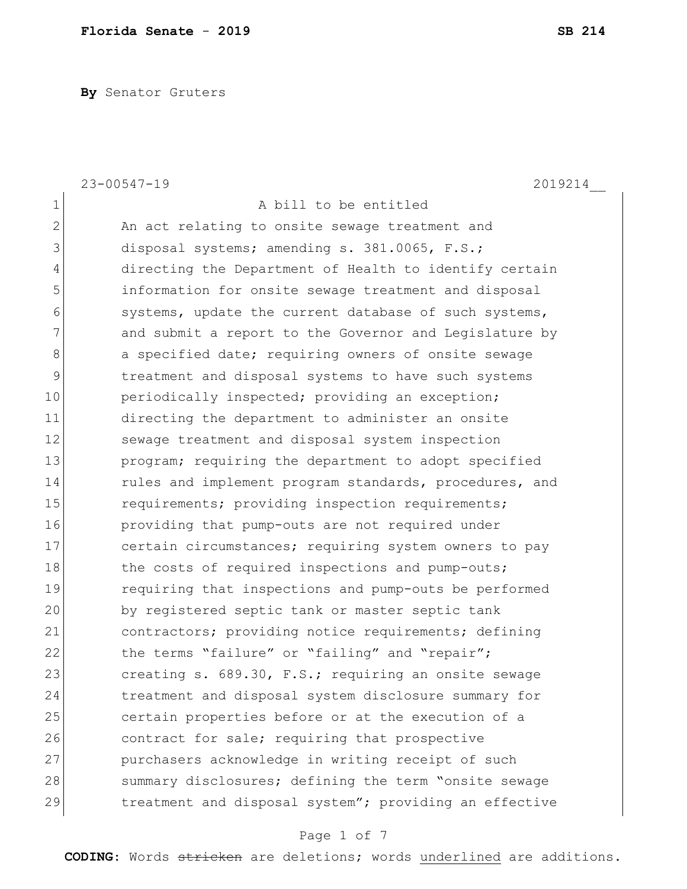**Florida Senate** - **2019** **SB 214**

**By** Senator Gruters

23-00547-19 2019214__

1 A bill to be entitled
2 An act relating to onsite sewage treatment and
3 disposal systems; amending s. 381.0065, F.S.;
4 directing the Department of Health to identify certain
5 information for onsite sewage treatment and disposal
6 systems, update the current database of such systems,
7 and submit a report to the Governor and Legislature by
8 a specified date; requiring owners of onsite sewage
9 treatment and disposal systems to have such systems
10 periodically inspected; providing an exception;
11 directing the department to administer an onsite
12 sewage treatment and disposal system inspection
13 program; requiring the department to adopt specified
14 rules and implement program standards, procedures, and
15 requirements; providing inspection requirements;
16 providing that pump-outs are not required under
17 certain circumstances; requiring system owners to pay
18 the costs of required inspections and pump-outs;
19 requiring that inspections and pump-outs be performed
20 by registered septic tank or master septic tank
21 contractors; providing notice requirements; defining
22 the terms "failure" or "failing" and "repair";
23 creating s. 689.30, F.S.; requiring an onsite sewage
24 treatment and disposal system disclosure summary for
25 certain properties before or at the execution of a
26 contract for sale; requiring that prospective
27 purchasers acknowledge in writing receipt of such
28 summary disclosures; defining the term "onsite sewage
29 treatment and disposal system"; providing an effective

**CODING:** Words ~~stricken~~ are deletions; words <u>underlined</u> are additions.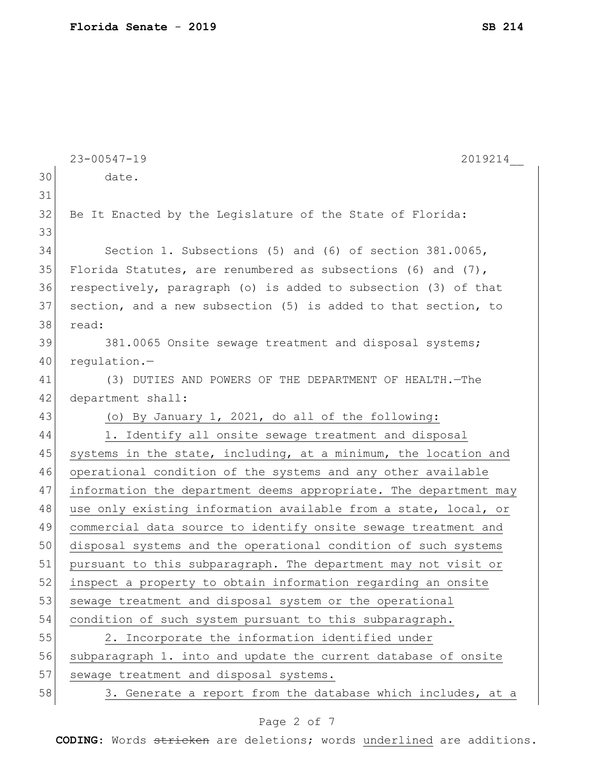date.

Be It Enacted by the Legislature of the State of Florida:

Section 1. Subsections (5) and (6) of section 381.0065, Florida Statutes, are renumbered as subsections (6) and (7), respectively, paragraph (o) is added to subsection (3) of that section, and a new subsection (5) is added to that section, to read:

381.0065 Onsite sewage treatment and disposal systems; regulation.—

(3) DUTIES AND POWERS OF THE DEPARTMENT OF HEALTH.—The department shall:

<u>(o) By January 1, 2021, do all of the following:</u>

<u>1. Identify all onsite sewage treatment and disposal systems in the state, including, at a minimum, the location and operational condition of the systems and any other available information the department deems appropriate. The department may use only existing information available from a state, local, or commercial data source to identify onsite sewage treatment and disposal systems and the operational condition of such systems pursuant to this subparagraph. The department may not visit or inspect a property to obtain information regarding an onsite sewage treatment and disposal system or the operational condition of such system pursuant to this subparagraph.</u>

<u>2. Incorporate the information identified under subparagraph 1. into and update the current database of onsite sewage treatment and disposal systems.</u>

<u>3. Generate a report from the database which includes, at a</u>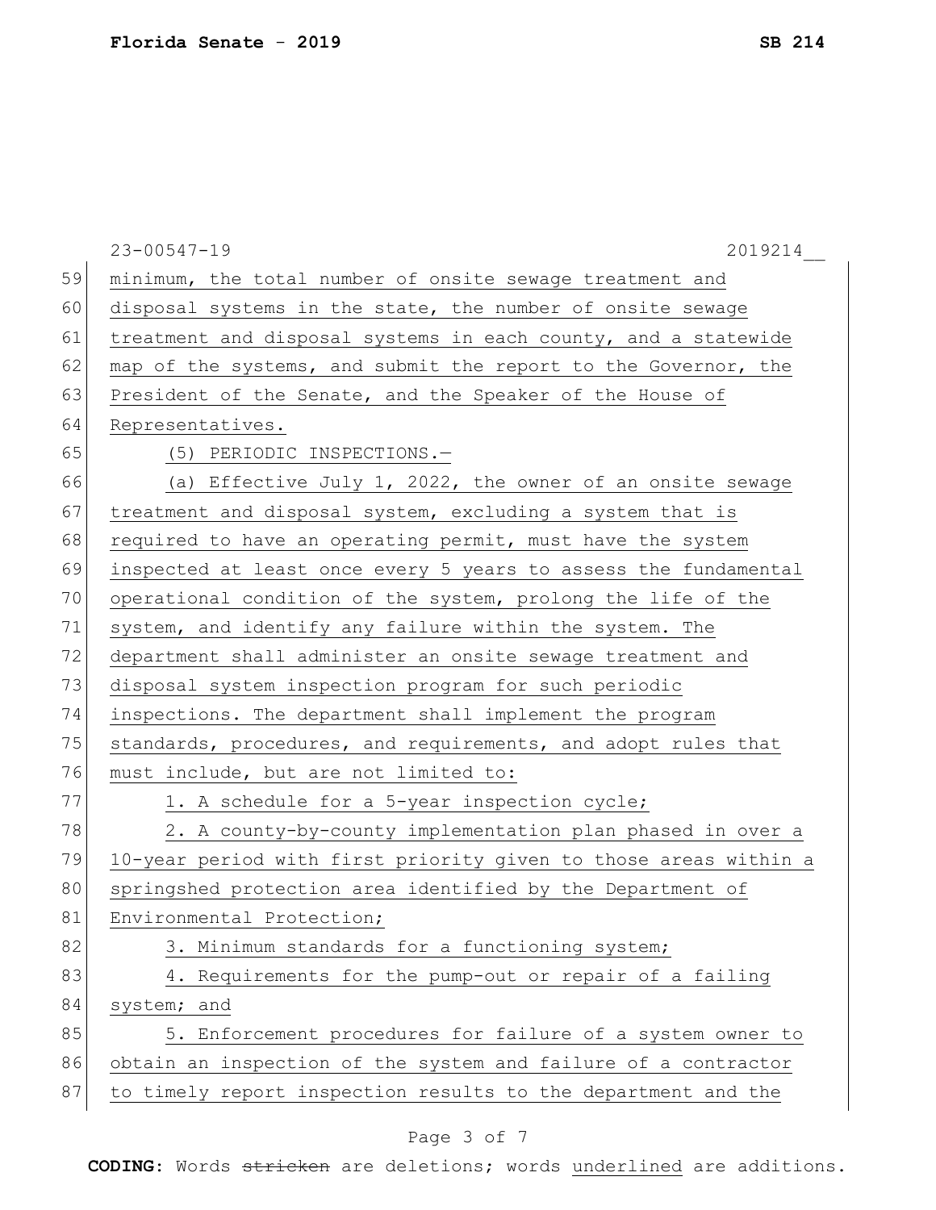minimum, the total number of onsite sewage treatment and disposal systems in the state, the number of onsite sewage treatment and disposal systems in each county, and a statewide map of the systems, and submit the report to the Governor, the President of the Senate, and the Speaker of the House of Representatives.

(5) PERIODIC INSPECTIONS.—

(a) Effective July 1, 2022, the owner of an onsite sewage treatment and disposal system, excluding a system that is required to have an operating permit, must have the system inspected at least once every 5 years to assess the fundamental operational condition of the system, prolong the life of the system, and identify any failure within the system. The department shall administer an onsite sewage treatment and disposal system inspection program for such periodic inspections. The department shall implement the program standards, procedures, and requirements, and adopt rules that must include, but are not limited to:

1. A schedule for a 5-year inspection cycle;

2. A county-by-county implementation plan phased in over a 10-year period with first priority given to those areas within a springshed protection area identified by the Department of Environmental Protection;

3. Minimum standards for a functioning system;

4. Requirements for the pump-out or repair of a failing system; and

5. Enforcement procedures for failure of a system owner to obtain an inspection of the system and failure of a contractor to timely report inspection results to the department and the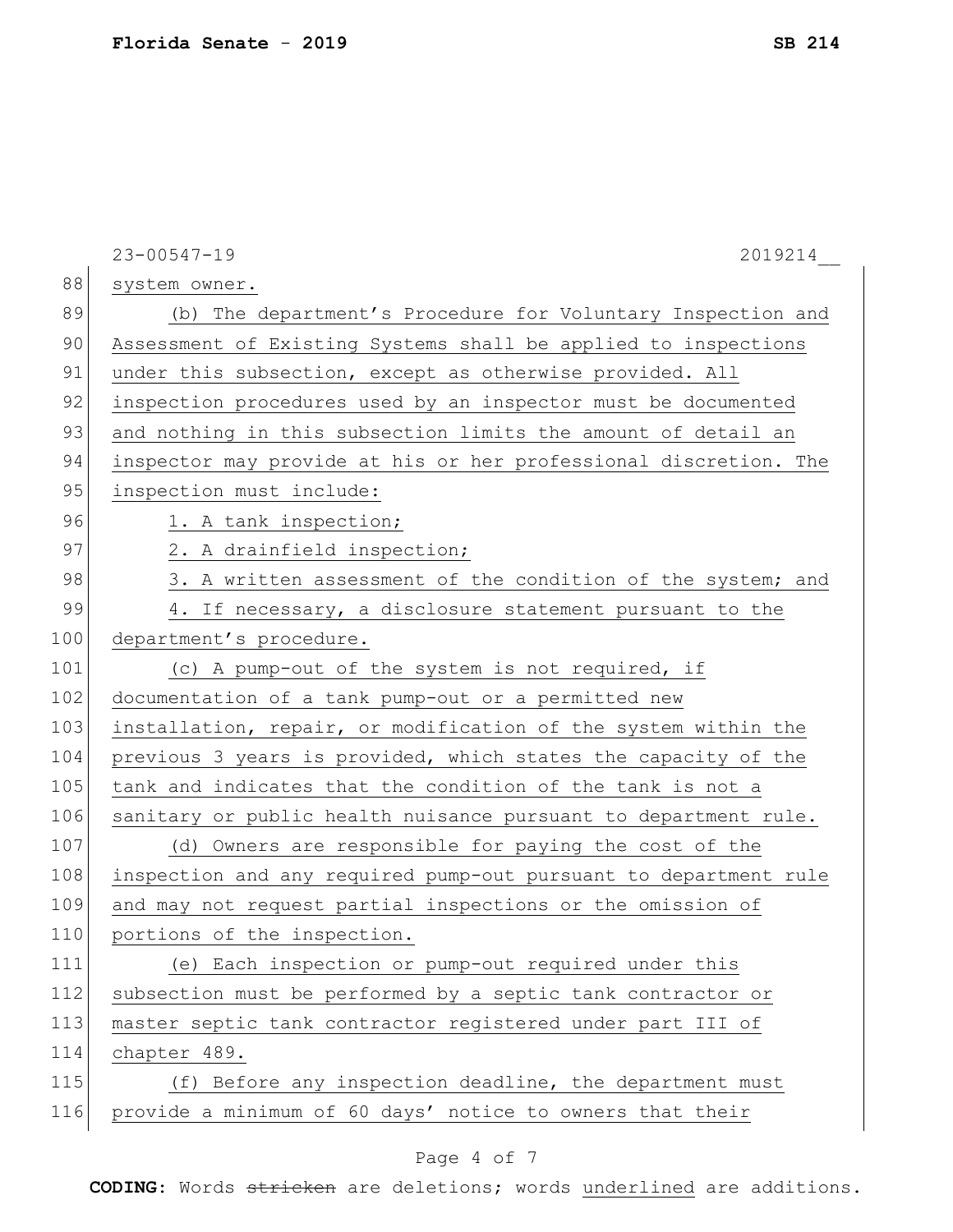system owner.

(b) The department's Procedure for Voluntary Inspection and Assessment of Existing Systems shall be applied to inspections under this subsection, except as otherwise provided. All inspection procedures used by an inspector must be documented and nothing in this subsection limits the amount of detail an inspector may provide at his or her professional discretion. The inspection must include:

1. A tank inspection;

2. A drainfield inspection;

3. A written assessment of the condition of the system; and

4. If necessary, a disclosure statement pursuant to the department's procedure.

(c) A pump-out of the system is not required, if documentation of a tank pump-out or a permitted new installation, repair, or modification of the system within the previous 3 years is provided, which states the capacity of the tank and indicates that the condition of the tank is not a sanitary or public health nuisance pursuant to department rule.

(d) Owners are responsible for paying the cost of the inspection and any required pump-out pursuant to department rule and may not request partial inspections or the omission of portions of the inspection.

(e) Each inspection or pump-out required under this subsection must be performed by a septic tank contractor or master septic tank contractor registered under part III of chapter 489.

(f) Before any inspection deadline, the department must provide a minimum of 60 days' notice to owners that their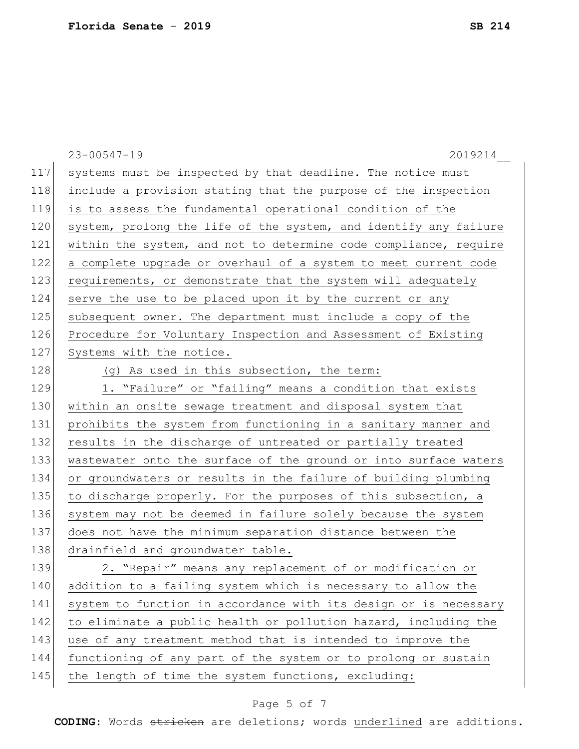systems must be inspected by that deadline. The notice must include a provision stating that the purpose of the inspection is to assess the fundamental operational condition of the system, prolong the life of the system, and identify any failure within the system, and not to determine code compliance, require a complete upgrade or overhaul of a system to meet current code requirements, or demonstrate that the system will adequately serve the use to be placed upon it by the current or any subsequent owner. The department must include a copy of the Procedure for Voluntary Inspection and Assessment of Existing Systems with the notice.

(g) As used in this subsection, the term:

1. "Failure" or "failing" means a condition that exists within an onsite sewage treatment and disposal system that prohibits the system from functioning in a sanitary manner and results in the discharge of untreated or partially treated wastewater onto the surface of the ground or into surface waters or groundwaters or results in the failure of building plumbing to discharge properly. For the purposes of this subsection, a system may not be deemed in failure solely because the system does not have the minimum separation distance between the drainfield and groundwater table.

2. "Repair" means any replacement of or modification or addition to a failing system which is necessary to allow the system to function in accordance with its design or is necessary to eliminate a public health or pollution hazard, including the use of any treatment method that is intended to improve the functioning of any part of the system or to prolong or sustain the length of time the system functions, excluding: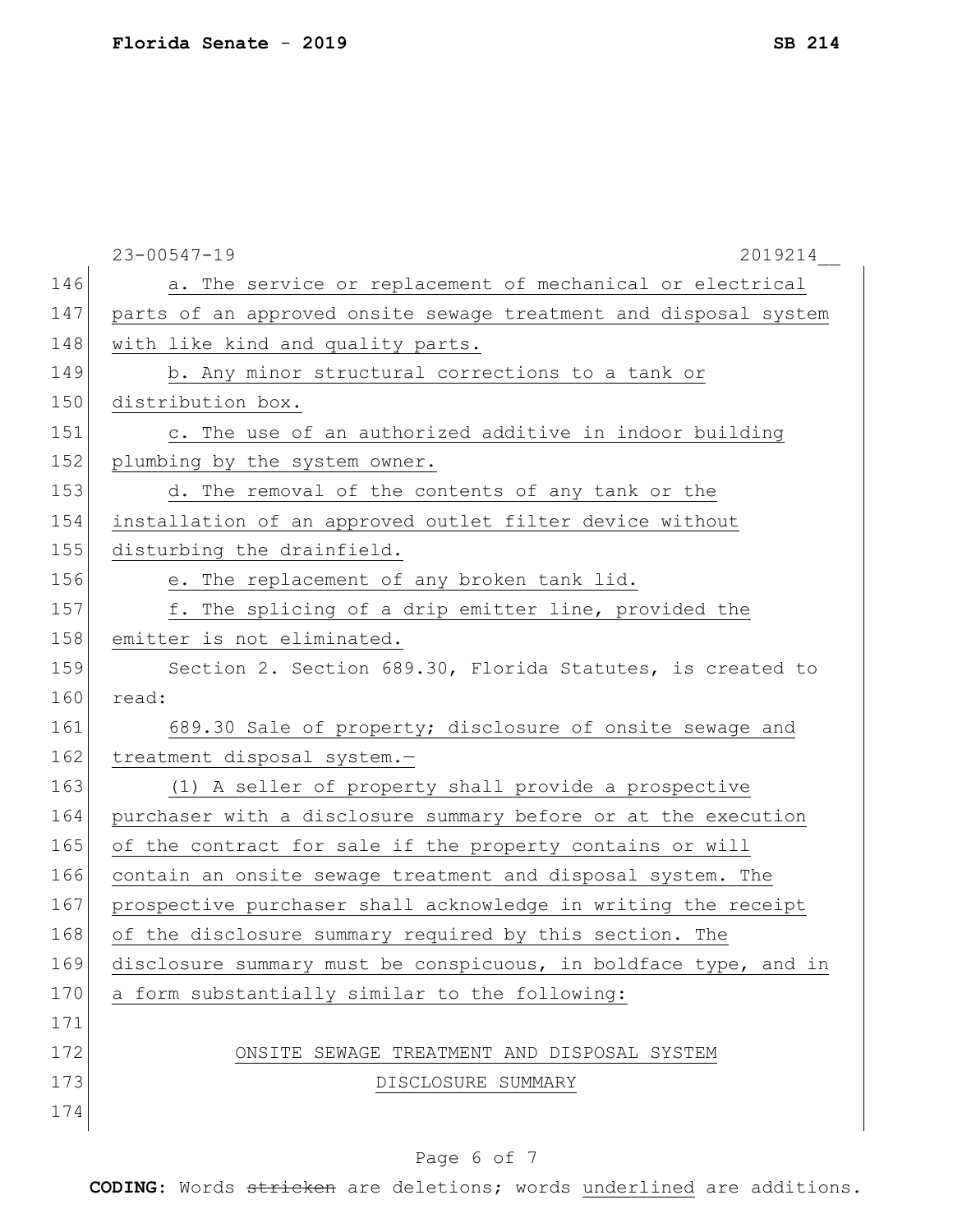a. The service or replacement of mechanical or electrical parts of an approved onsite sewage treatment and disposal system with like kind and quality parts.

b. Any minor structural corrections to a tank or distribution box.

c. The use of an authorized additive in indoor building plumbing by the system owner.

d. The removal of the contents of any tank or the installation of an approved outlet filter device without disturbing the drainfield.

e. The replacement of any broken tank lid.

f. The splicing of a drip emitter line, provided the emitter is not eliminated.

Section 2. Section 689.30, Florida Statutes, is created to read:

689.30 Sale of property; disclosure of onsite sewage and treatment disposal system.—

(1) A seller of property shall provide a prospective purchaser with a disclosure summary before or at the execution of the contract for sale if the property contains or will contain an onsite sewage treatment and disposal system. The prospective purchaser shall acknowledge in writing the receipt of the disclosure summary required by this section. The disclosure summary must be conspicuous, in boldface type, and in a form substantially similar to the following:

ONSITE SEWAGE TREATMENT AND DISPOSAL SYSTEM

DISCLOSURE SUMMARY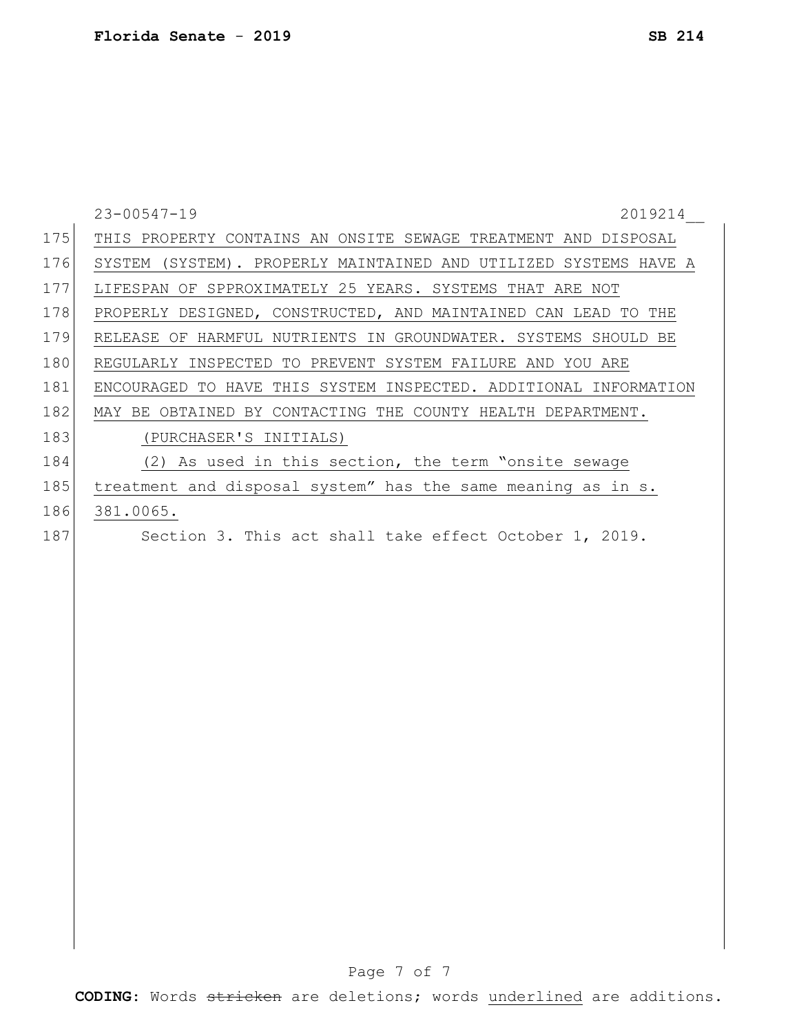23-00547-19 2019214__

175 THIS PROPERTY CONTAINS AN ONSITE SEWAGE TREATMENT AND DISPOSAL
176 SYSTEM (SYSTEM). PROPERLY MAINTAINED AND UTILIZED SYSTEMS HAVE A
177 LIFESPAN OF SPPROXIMATELY 25 YEARS. SYSTEMS THAT ARE NOT
178 PROPERLY DESIGNED, CONSTRUCTED, AND MAINTAINED CAN LEAD TO THE
179 RELEASE OF HARMFUL NUTRIENTS IN GROUNDWATER. SYSTEMS SHOULD BE
180 REGULARLY INSPECTED TO PREVENT SYSTEM FAILURE AND YOU ARE
181 ENCOURAGED TO HAVE THIS SYSTEM INSPECTED. ADDITIONAL INFORMATION
182 MAY BE OBTAINED BY CONTACTING THE COUNTY HEALTH DEPARTMENT.
183 (PURCHASER'S INITIALS)
184 (2) As used in this section, the term "onsite sewage
185 treatment and disposal system" has the same meaning as in s.
186 381.0065.
187 Section 3. This act shall take effect October 1, 2019.

**CODING:** Words ~~stricken~~ are deletions; words underlined are additions.